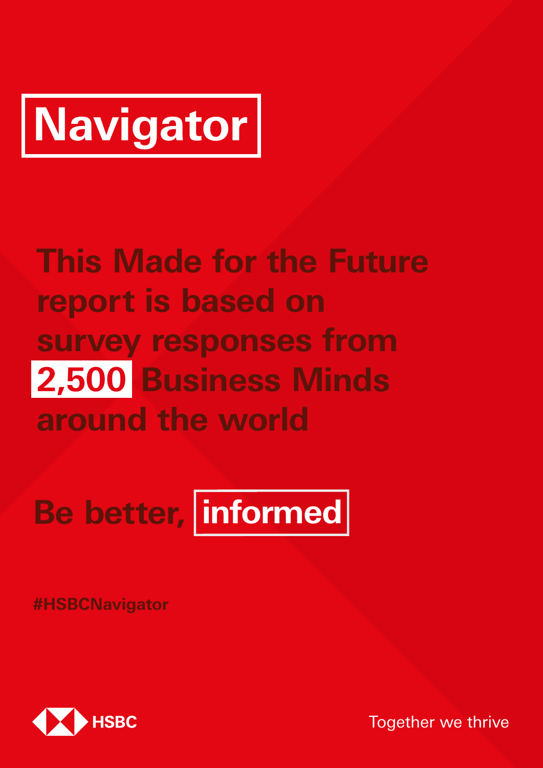# Navigator

## This Made for the Future report is based on survey responses from 2,500 Business Minds around the world

## Be better, informed

#HSBCNavigator

HSBC

Together we thrive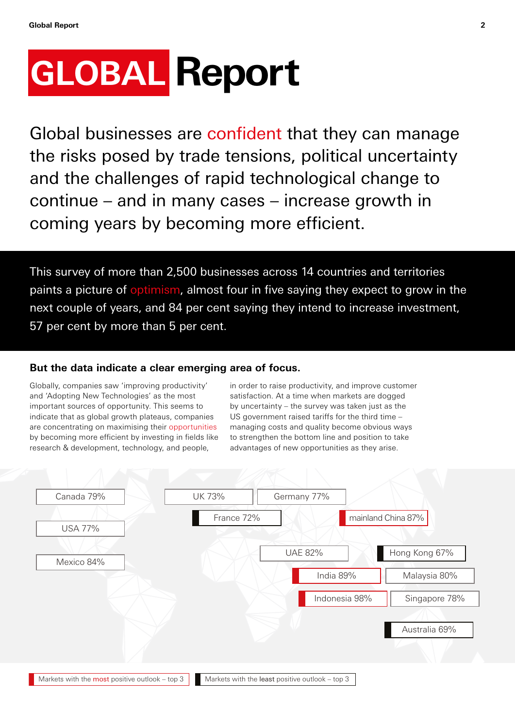# GLOBAL Report

Global businesses are confident that they can manage the risks posed by trade tensions, political uncertainty and the challenges of rapid technological change to continue – and in many cases – increase growth in coming years by becoming more efficient.

This survey of more than 2,500 businesses across 14 countries and territories paints a picture of optimism, almost four in five saying they expect to grow in the next couple of years, and 84 per cent saying they intend to increase investment, 57 per cent by more than 5 per cent.

### But the data indicate a clear emerging area of focus.

Globally, companies saw 'improving productivity' and 'Adopting New Technologies' as the most important sources of opportunity. This seems to indicate that as global growth plateaus, companies are concentrating on maximising their opportunities by becoming more efficient by investing in fields like research & development, technology, and people, in order to raise productivity, and improve customer satisfaction. At a time when markets are dogged by uncertainty – the survey was taken just as the US government raised tariffs for the third time – managing costs and quality become obvious ways to strengthen the bottom line and position to take advantages of new opportunities as they arise.

| Market | Percentage |
| --- | --- |
| Canada | 79% |
| USA | 77% |
| Mexico | 84% |
| UK | 73% |
| Germany | 77% |
| France | 72% |
| mainland China | 87% |
| UAE | 82% |
| Hong Kong | 67% |
| India | 89% |
| Malaysia | 80% |
| Indonesia | 98% |
| Singapore | 78% |
| Australia | 69% |

Markets with the **most** positive outlook – top 3: Indonesia 98%, India 89%, mainland China 87%

Markets with the **least** positive outlook – top 3: Hong Kong 67%, Australia 69%, France 72%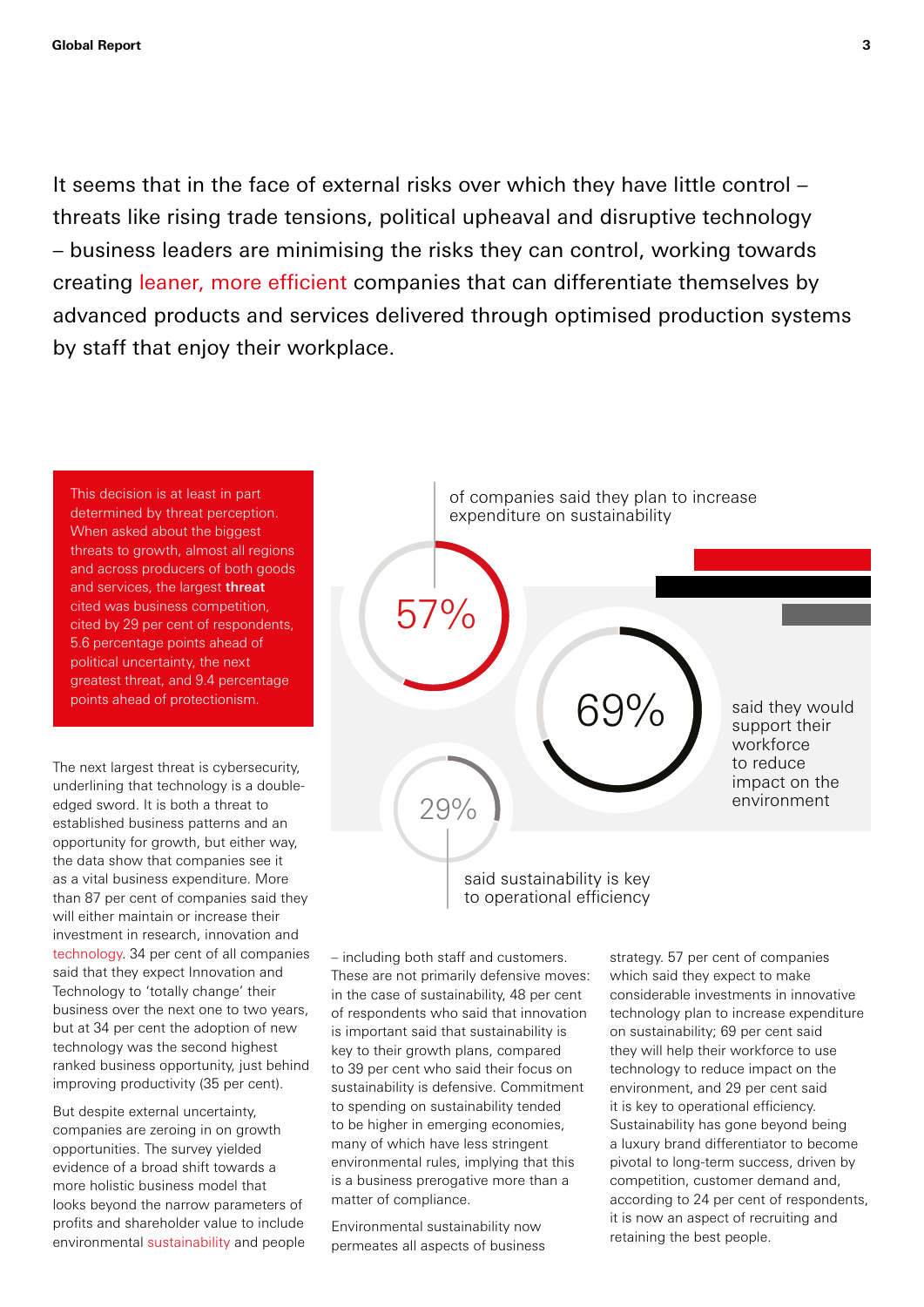It seems that in the face of external risks over which they have little control – threats like rising trade tensions, political upheaval and disruptive technology – business leaders are minimising the risks they can control, working towards creating leaner, more efficient companies that can differentiate themselves by advanced products and services delivered through optimised production systems by staff that enjoy their workplace.

This decision is at least in part determined by threat perception. When asked about the biggest threats to growth, almost all regions and across producers of both goods and services, the largest **threat** cited was business competition, cited by 29 per cent of respondents, 5.6 percentage points ahead of political uncertainty, the next greatest threat, and 9.4 percentage points ahead of protectionism.

57% of companies said they plan to increase expenditure on sustainability

69% said they would support their workforce to reduce impact on the environment

29% said sustainability is key to operational efficiency

The next largest threat is cybersecurity, underlining that technology is a double-edged sword. It is both a threat to established business patterns and an opportunity for growth, but either way, the data show that companies see it as a vital business expenditure. More than 87 per cent of companies said they will either maintain or increase their investment in research, innovation and technology. 34 per cent of all companies said that they expect Innovation and Technology to 'totally change' their business over the next one to two years, but at 34 per cent the adoption of new technology was the second highest ranked business opportunity, just behind improving productivity (35 per cent).

But despite external uncertainty, companies are zeroing in on growth opportunities. The survey yielded evidence of a broad shift towards a more holistic business model that looks beyond the narrow parameters of profits and shareholder value to include environmental sustainability and people – including both staff and customers. These are not primarily defensive moves: in the case of sustainability, 48 per cent of respondents who said that innovation is important said that sustainability is key to their growth plans, compared to 39 per cent who said their focus on sustainability is defensive. Commitment to spending on sustainability tended to be higher in emerging economies, many of which have less stringent environmental rules, implying that this is a business prerogative more than a matter of compliance.

Environmental sustainability now permeates all aspects of business strategy. 57 per cent of companies which said they expect to make considerable investments in innovative technology plan to increase expenditure on sustainability; 69 per cent said they will help their workforce to use technology to reduce impact on the environment, and 29 per cent said it is key to operational efficiency. Sustainability has gone beyond being a luxury brand differentiator to become pivotal to long-term success, driven by competition, customer demand and, according to 24 per cent of respondents, it is now an aspect of recruiting and retaining the best people.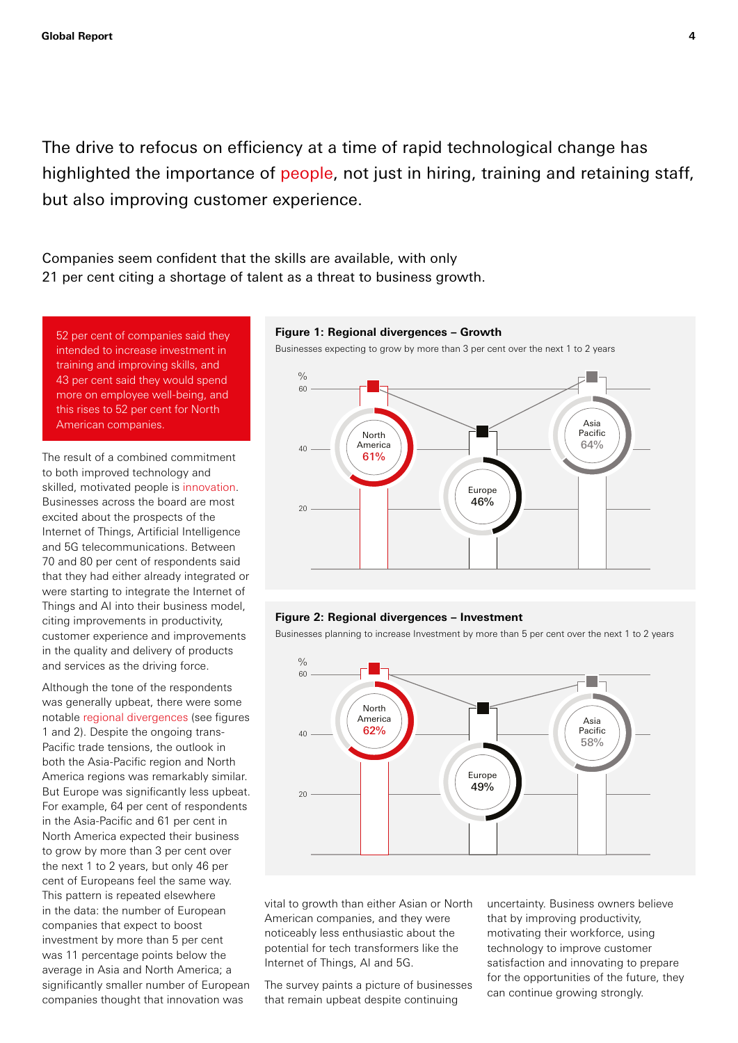The drive to refocus on efficiency at a time of rapid technological change has highlighted the importance of people, not just in hiring, training and retaining staff, but also improving customer experience.

Companies seem confident that the skills are available, with only 21 per cent citing a shortage of talent as a threat to business growth.

> 52 per cent of companies said they intended to increase investment in training and improving skills, and 43 per cent said they would spend more on employee well-being, and this rises to 52 per cent for North American companies.

The result of a combined commitment to both improved technology and skilled, motivated people is innovation. Businesses across the board are most excited about the prospects of the Internet of Things, Artificial Intelligence and 5G telecommunications. Between 70 and 80 per cent of respondents said that they had either already integrated or were starting to integrate the Internet of Things and AI into their business model, citing improvements in productivity, customer experience and improvements in the quality and delivery of products and services as the driving force.

Although the tone of the respondents was generally upbeat, there were some notable regional divergences (see figures 1 and 2). Despite the ongoing trans-Pacific trade tensions, the outlook in both the Asia-Pacific region and North America regions was remarkably similar. But Europe was significantly less upbeat. For example, 64 per cent of respondents in the Asia-Pacific and 61 per cent in North America expected their business to grow by more than 3 per cent over the next 1 to 2 years, but only 46 per cent of Europeans feel the same way. This pattern is repeated elsewhere in the data: the number of European companies that expect to boost investment by more than 5 per cent was 11 percentage points below the average in Asia and North America; a significantly smaller number of European companies thought that innovation was vital to growth than either Asian or North American companies, and they were noticeably less enthusiastic about the potential for tech transformers like the Internet of Things, AI and 5G.

The survey paints a picture of businesses that remain upbeat despite continuing uncertainty. Business owners believe that by improving productivity, motivating their workforce, using technology to improve customer satisfaction and innovating to prepare for the opportunities of the future, they can continue growing strongly.

**Figure 1: Regional divergences – Growth**

Businesses expecting to grow by more than 3 per cent over the next 1 to 2 years

| Region | % |
|---|---|
| North America | 61% |
| Europe | 46% |
| Asia Pacific | 64% |

**Figure 2: Regional divergences – Investment**

Businesses planning to increase Investment by more than 5 per cent over the next 1 to 2 years

| Region | % |
|---|---|
| North America | 62% |
| Europe | 49% |
| Asia Pacific | 58% |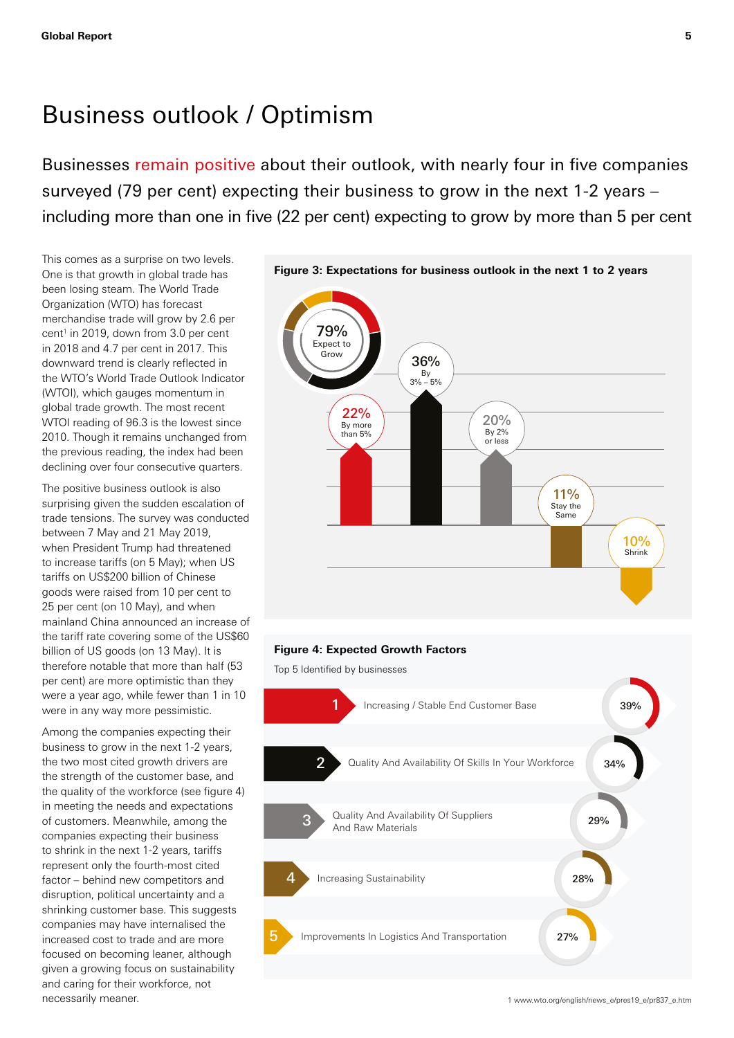# Business outlook / Optimism

Businesses remain positive about their outlook, with nearly four in five companies surveyed (79 per cent) expecting their business to grow in the next 1-2 years – including more than one in five (22 per cent) expecting to grow by more than 5 per cent

This comes as a surprise on two levels. One is that growth in global trade has been losing steam. The World Trade Organization (WTO) has forecast merchandise trade will grow by 2.6 per cent[1] in 2019, down from 3.0 per cent in 2018 and 4.7 per cent in 2017. This downward trend is clearly reflected in the WTO's World Trade Outlook Indicator (WTOI), which gauges momentum in global trade growth. The most recent WTOI reading of 96.3 is the lowest since 2010. Though it remains unchanged from the previous reading, the index had been declining over four consecutive quarters.

The positive business outlook is also surprising given the sudden escalation of trade tensions. The survey was conducted between 7 May and 21 May 2019, when President Trump had threatened to increase tariffs (on 5 May); when US tariffs on US$200 billion of Chinese goods were raised from 10 per cent to 25 per cent (on 10 May), and when mainland China announced an increase of the tariff rate covering some of the US$60 billion of US goods (on 13 May). It is therefore notable that more than half (53 per cent) are more optimistic than they were a year ago, while fewer than 1 in 10 were in any way more pessimistic.

Among the companies expecting their business to grow in the next 1-2 years, the two most cited growth drivers are the strength of the customer base, and the quality of the workforce (see figure 4) in meeting the needs and expectations of customers. Meanwhile, among the companies expecting their business to shrink in the next 1-2 years, tariffs represent only the fourth-most cited factor – behind new competitors and disruption, political uncertainty and a shrinking customer base. This suggests companies may have internalised the increased cost to trade and are more focused on becoming leaner, although given a growing focus on sustainability and caring for their workforce, not necessarily meaner.

**Figure 3: Expectations for business outlook in the next 1 to 2 years**

- 79% Expect to Grow
  - 22% By more than 5%
  - 36% By 3% – 5%
  - 20% By 2% or less
- 11% Stay the Same
- 10% Shrink

**Figure 4: Expected Growth Factors**

Top 5 Identified by businesses

| Rank | Factor | % |
|---|---|---|
| 1 | Increasing / Stable End Customer Base | 39% |
| 2 | Quality And Availability Of Skills In Your Workforce | 34% |
| 3 | Quality And Availability Of Suppliers And Raw Materials | 29% |
| 4 | Increasing Sustainability | 28% |
| 5 | Improvements In Logistics And Transportation | 27% |

1 www.wto.org/english/news_e/pres19_e/pr837_e.htm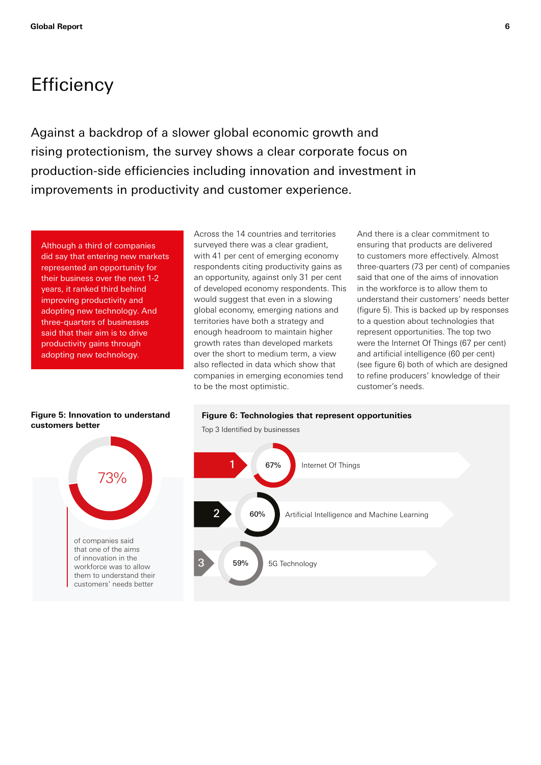# Efficiency

Against a backdrop of a slower global economic growth and rising protectionism, the survey shows a clear corporate focus on production-side efficiencies including innovation and investment in improvements in productivity and customer experience.

Although a third of companies did say that entering new markets represented an opportunity for their business over the next 1-2 years, it ranked third behind improving productivity and adopting new technology. And three-quarters of businesses said that their aim is to drive productivity gains through adopting new technology.

Across the 14 countries and territories surveyed there was a clear gradient, with 41 per cent of emerging economy respondents citing productivity gains as an opportunity, against only 31 per cent of developed economy respondents. This would suggest that even in a slowing global economy, emerging nations and territories have both a strategy and enough headroom to maintain higher growth rates than developed markets over the short to medium term, a view also reflected in data which show that companies in emerging economies tend to be the most optimistic.

And there is a clear commitment to ensuring that products are delivered to customers more effectively. Almost three-quarters (73 per cent) of companies said that one of the aims of innovation in the workforce is to allow them to understand their customers' needs better (figure 5). This is backed up by responses to a question about technologies that represent opportunities. The top two were the Internet Of Things (67 per cent) and artificial intelligence (60 per cent) (see figure 6) both of which are designed to refine producers' knowledge of their customer's needs.

**Figure 5: Innovation to understand customers better**

73%

of companies said that one of the aims of innovation in the workforce was to allow them to understand their customers' needs better

**Figure 6: Technologies that represent opportunities**

Top 3 Identified by businesses

| Rank | Share | Technology |
| --- | --- | --- |
| 1 | 67% | Internet Of Things |
| 2 | 60% | Artificial Intelligence and Machine Learning |
| 3 | 59% | 5G Technology |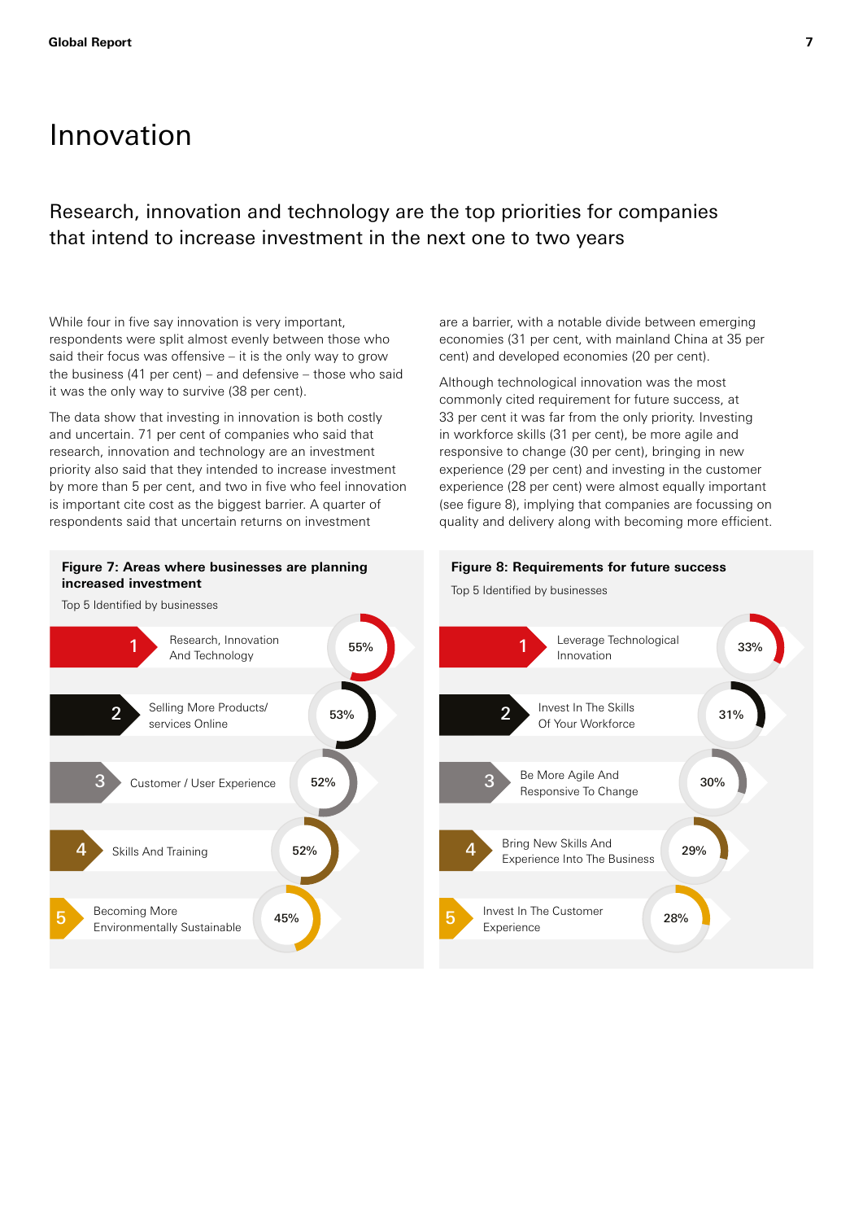# Innovation

## Research, innovation and technology are the top priorities for companies that intend to increase investment in the next one to two years

While four in five say innovation is very important, respondents were split almost evenly between those who said their focus was offensive – it is the only way to grow the business (41 per cent) – and defensive – those who said it was the only way to survive (38 per cent).

The data show that investing in innovation is both costly and uncertain. 71 per cent of companies who said that research, innovation and technology are an investment priority also said that they intended to increase investment by more than 5 per cent, and two in five who feel innovation is important cite cost as the biggest barrier. A quarter of respondents said that uncertain returns on investment are a barrier, with a notable divide between emerging economies (31 per cent, with mainland China at 35 per cent) and developed economies (20 per cent).

Although technological innovation was the most commonly cited requirement for future success, at 33 per cent it was far from the only priority. Investing in workforce skills (31 per cent), be more agile and responsive to change (30 per cent), bringing in new experience (29 per cent) and investing in the customer experience (28 per cent) were almost equally important (see figure 8), implying that companies are focussing on quality and delivery along with becoming more efficient.

**Figure 7: Areas where businesses are planning increased investment**

Top 5 Identified by businesses

| Rank | Area | % |
|---|---|---|
| 1 | Research, Innovation And Technology | 55% |
| 2 | Selling More Products/ services Online | 53% |
| 3 | Customer / User Experience | 52% |
| 4 | Skills And Training | 52% |
| 5 | Becoming More Environmentally Sustainable | 45% |

**Figure 8: Requirements for future success**

Top 5 Identified by businesses

| Rank | Requirement | % |
|---|---|---|
| 1 | Leverage Technological Innovation | 33% |
| 2 | Invest In The Skills Of Your Workforce | 31% |
| 3 | Be More Agile And Responsive To Change | 30% |
| 4 | Bring New Skills And Experience Into The Business | 29% |
| 5 | Invest In The Customer Experience | 28% |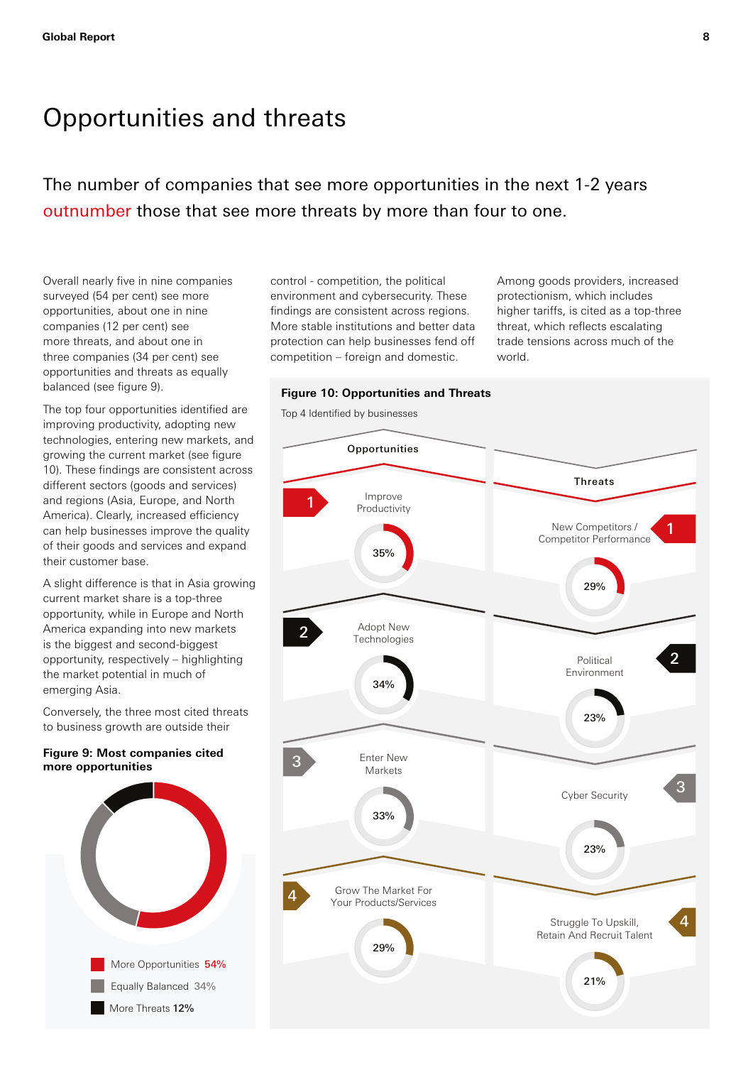# Opportunities and threats

The number of companies that see more opportunities in the next 1-2 years outnumber those that see more threats by more than four to one.

Overall nearly five in nine companies surveyed (54 per cent) see more opportunities, about one in nine companies (12 per cent) see more threats, and about one in three companies (34 per cent) see opportunities and threats as equally balanced (see figure 9).

The top four opportunities identified are improving productivity, adopting new technologies, entering new markets, and growing the current market (see figure 10). These findings are consistent across different sectors (goods and services) and regions (Asia, Europe, and North America). Clearly, increased efficiency can help businesses improve the quality of their goods and services and expand their customer base.

A slight difference is that in Asia growing current market share is a top-three opportunity, while in Europe and North America expanding into new markets is the biggest and second-biggest opportunity, respectively – highlighting the market potential in much of emerging Asia.

Conversely, the three most cited threats to business growth are outside their control - competition, the political environment and cybersecurity. These findings are consistent across regions. More stable institutions and better data protection can help businesses fend off competition – foreign and domestic.

Among goods providers, increased protectionism, which includes higher tariffs, is cited as a top-three threat, which reflects escalating trade tensions across much of the world.

**Figure 9: Most companies cited more opportunities**

| Category | Share |
|---|---|
| More Opportunities | 54% |
| Equally Balanced | 34% |
| More Threats | 12% |

**Figure 10: Opportunities and Threats**

Top 4 Identified by businesses

| Rank | Opportunities | % | Threats | % |
|---|---|---|---|---|
| 1 | Improve Productivity | 35% | New Competitors / Competitor Performance | 29% |
| 2 | Adopt New Technologies | 34% | Political Environment | 23% |
| 3 | Enter New Markets | 33% | Cyber Security | 23% |
| 4 | Grow The Market For Your Products/Services | 29% | Struggle To Upskill, Retain And Recruit Talent | 21% |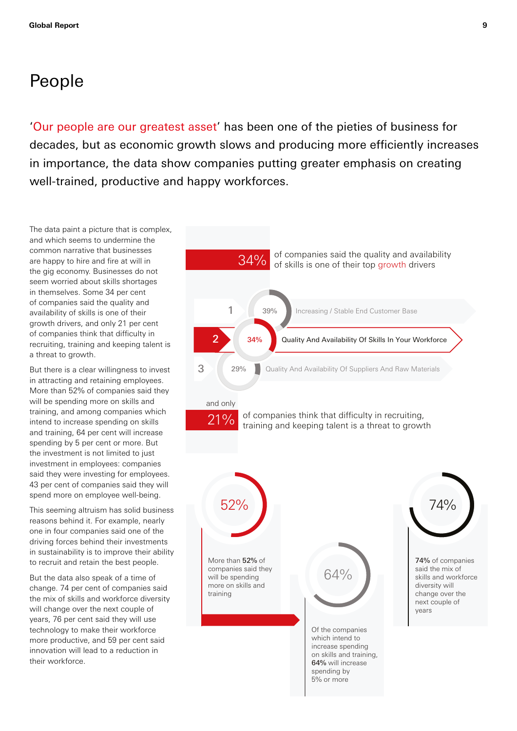# People

'Our people are our greatest asset' has been one of the pieties of business for decades, but as economic growth slows and producing more efficiently increases in importance, the data show companies putting greater emphasis on creating well-trained, productive and happy workforces.

The data paint a picture that is complex, and which seems to undermine the common narrative that businesses are happy to hire and fire at will in the gig economy. Businesses do not seem worried about skills shortages in themselves. Some 34 per cent of companies said the quality and availability of skills is one of their growth drivers, and only 21 per cent of companies think that difficulty in recruiting, training and keeping talent is a threat to growth.

But there is a clear willingness to invest in attracting and retaining employees. More than 52% of companies said they will be spending more on skills and training, and among companies which intend to increase spending on skills and training, 64 per cent will increase spending by 5 per cent or more. But the investment is not limited to just investment in employees: companies said they were investing for employees. 43 per cent of companies said they will spend more on employee well-being.

This seeming altruism has solid business reasons behind it. For example, nearly one in four companies said one of the driving forces behind their investments in sustainability is to improve their ability to recruit and retain the best people.

But the data also speak of a time of change. 74 per cent of companies said the mix of skills and workforce diversity will change over the next couple of years, 76 per cent said they will use technology to make their workforce more productive, and 59 per cent said innovation will lead to a reduction in their workforce.

**34%** of companies said the quality and availability of skills is one of their top growth drivers

| Rank | % | Driver |
|---|---|---|
| 1 | 39% | Increasing / Stable End Customer Base |
| 2 | 34% | Quality And Availability Of Skills In Your Workforce |
| 3 | 29% | Quality And Availability Of Suppliers And Raw Materials |

and only **21%** of companies think that difficulty in recruiting, training and keeping talent is a threat to growth

**52%** — More than **52%** of companies said they will be spending more on skills and training

**64%** — Of the companies which intend to increase spending on skills and training, **64%** will increase spending by 5% or more

**74%** — **74%** of companies said the mix of skills and workforce diversity will change over the next couple of years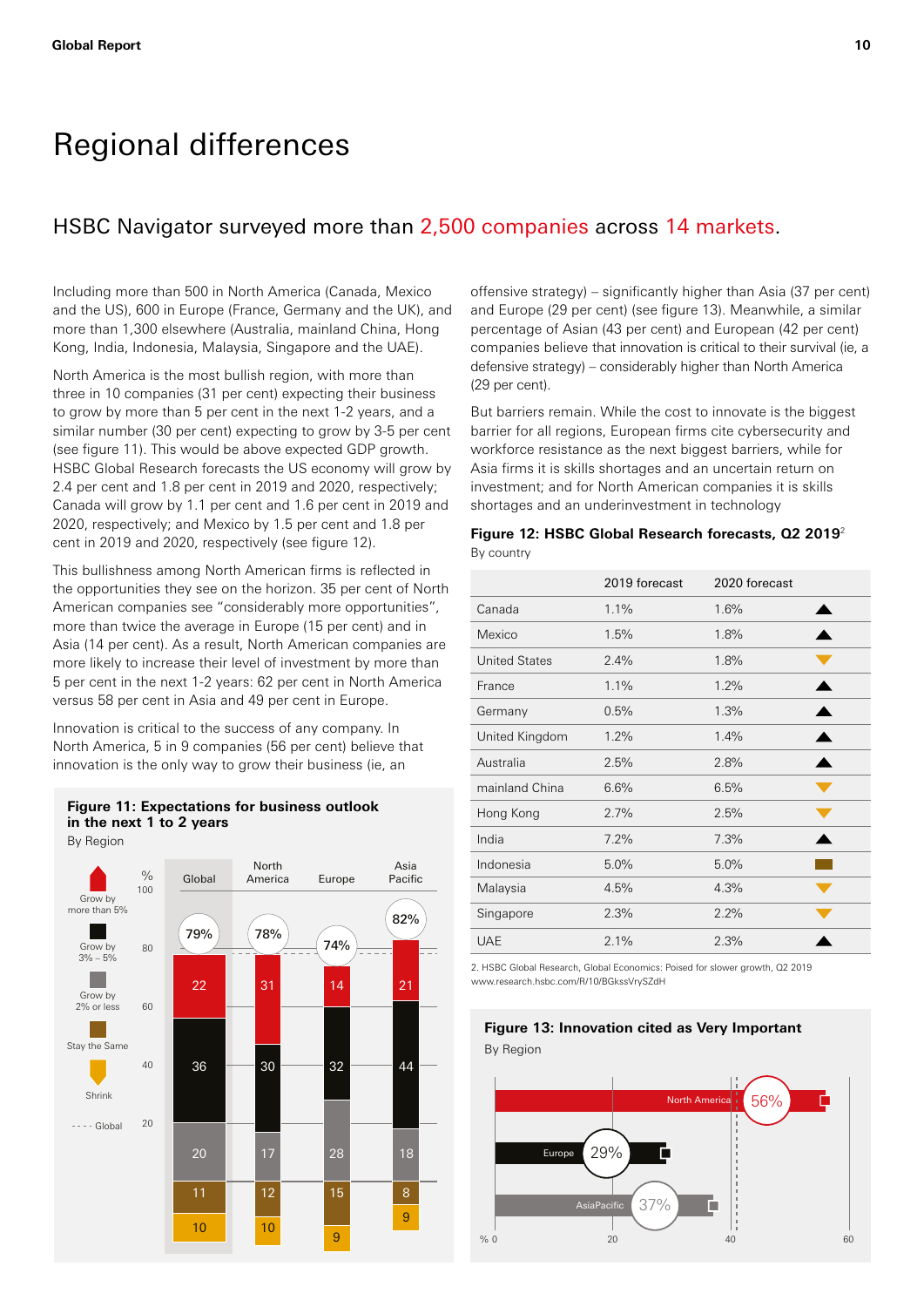# Regional differences

## HSBC Navigator surveyed more than 2,500 companies across 14 markets.

Including more than 500 in North America (Canada, Mexico and the US), 600 in Europe (France, Germany and the UK), and more than 1,300 elsewhere (Australia, mainland China, Hong Kong, India, Indonesia, Malaysia, Singapore and the UAE).

North America is the most bullish region, with more than three in 10 companies (31 per cent) expecting their business to grow by more than 5 per cent in the next 1-2 years, and a similar number (30 per cent) expecting to grow by 3-5 per cent (see figure 11). This would be above expected GDP growth. HSBC Global Research forecasts the US economy will grow by 2.4 per cent and 1.8 per cent in 2019 and 2020, respectively; Canada will grow by 1.1 per cent and 1.6 per cent in 2019 and 2020, respectively; and Mexico by 1.5 per cent and 1.8 per cent in 2019 and 2020, respectively (see figure 12).

This bullishness among North American firms is reflected in the opportunities they see on the horizon. 35 per cent of North American companies see "considerably more opportunities", more than twice the average in Europe (15 per cent) and in Asia (14 per cent). As a result, North American companies are more likely to increase their level of investment by more than 5 per cent in the next 1-2 years: 62 per cent in North America versus 58 per cent in Asia and 49 per cent in Europe.

Innovation is critical to the success of any company. In North America, 5 in 9 companies (56 per cent) believe that innovation is the only way to grow their business (ie, an offensive strategy) – significantly higher than Asia (37 per cent) and Europe (29 per cent) (see figure 13). Meanwhile, a similar percentage of Asian (43 per cent) and European (42 per cent) companies believe that innovation is critical to their survival (ie, a defensive strategy) – considerably higher than North America (29 per cent).

But barriers remain. While the cost to innovate is the biggest barrier for all regions, European firms cite cybersecurity and workforce resistance as the next biggest barriers, while for Asia firms it is skills shortages and an uncertain return on investment; and for North American companies it is skills shortages and an underinvestment in technology

**Figure 11: Expectations for business outlook in the next 1 to 2 years**
By Region

| % | Global | North America | Europe | Asia Pacific |
|---|---|---|---|---|
| Grow by more than 5% | 22 | 31 | 14 | 21 |
| Grow by 3% – 5% | 36 | 30 | 32 | 44 |
| Grow by 2% or less | 20 | 17 | 28 | 18 |
| Stay the Same | 11 | 12 | 15 | 8 |
| Shrink | 10 | 10 | 9 | 9 |
| Total growth | 79% | 78% | 74% | 82% |

**Figure 12: HSBC Global Research forecasts, Q2 2019**[2]
By country

| | 2019 forecast | 2020 forecast | |
|---|---|---|---|
| Canada | 1.1% | 1.6% | ▲ |
| Mexico | 1.5% | 1.8% | ▲ |
| United States | 2.4% | 1.8% | ▼ |
| France | 1.1% | 1.2% | ▲ |
| Germany | 0.5% | 1.3% | ▲ |
| United Kingdom | 1.2% | 1.4% | ▲ |
| Australia | 2.5% | 2.8% | ▲ |
| mainland China | 6.6% | 6.5% | ▼ |
| Hong Kong | 2.7% | 2.5% | ▼ |
| India | 7.2% | 7.3% | ▲ |
| Indonesia | 5.0% | 5.0% | ■ |
| Malaysia | 4.5% | 4.3% | ▼ |
| Singapore | 2.3% | 2.2% | ▼ |
| UAE | 2.1% | 2.3% | ▲ |

2. HSBC Global Research, Global Economics: Poised for slower growth, Q2 2019 www.research.hsbc.com/R/10/BGkssVrySZdH

**Figure 13: Innovation cited as Very Important**
By Region

| Region | % |
|---|---|
| North America | 56% |
| Europe | 29% |
| AsiaPacific | 37% |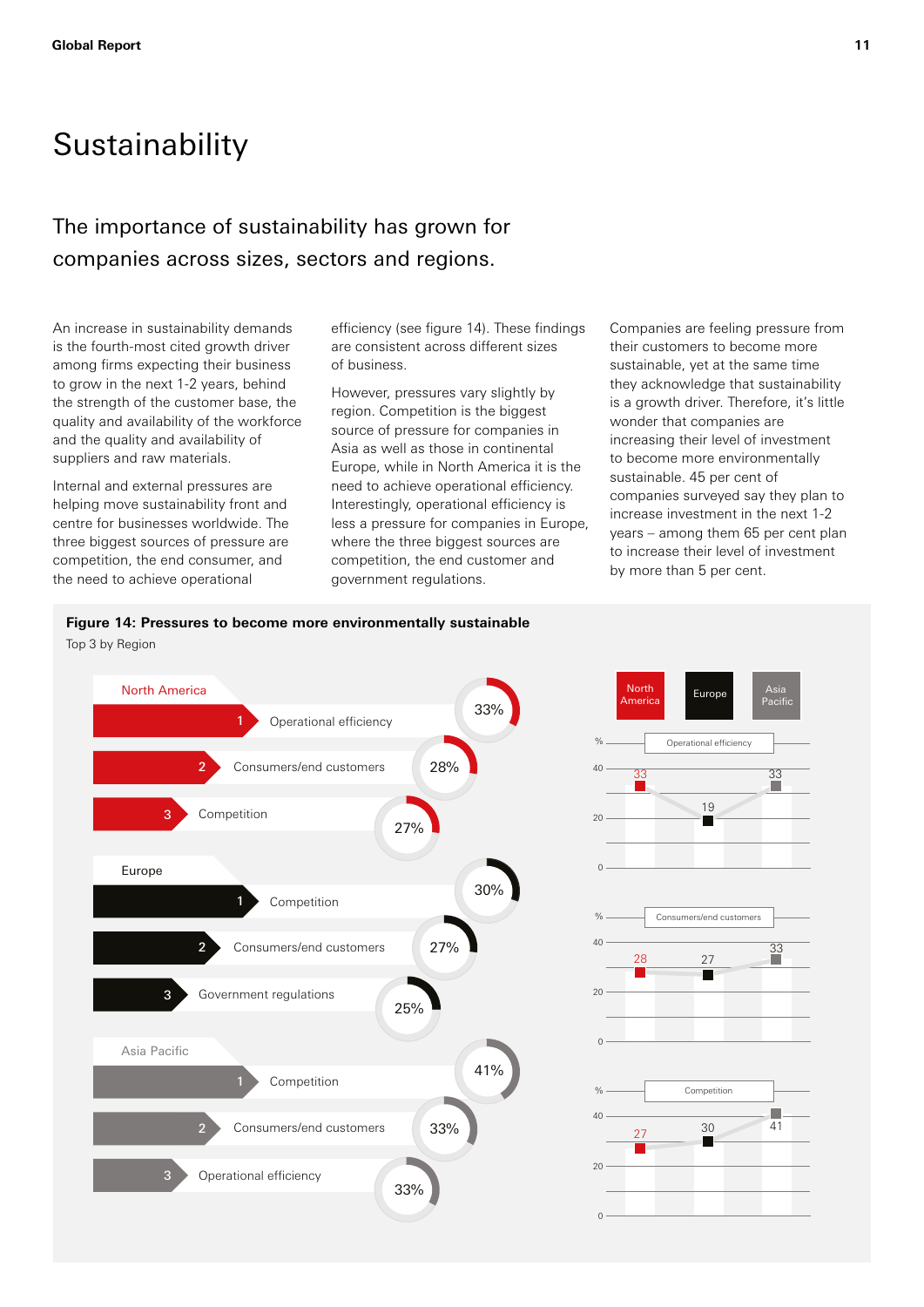# Sustainability

## The importance of sustainability has grown for companies across sizes, sectors and regions.

An increase in sustainability demands is the fourth-most cited growth driver among firms expecting their business to grow in the next 1-2 years, behind the strength of the customer base, the quality and availability of the workforce and the quality and availability of suppliers and raw materials.

Internal and external pressures are helping move sustainability front and centre for businesses worldwide. The three biggest sources of pressure are competition, the end consumer, and the need to achieve operational efficiency (see figure 14). These findings are consistent across different sizes of business.

However, pressures vary slightly by region. Competition is the biggest source of pressure for companies in Asia as well as those in continental Europe, while in North America it is the need to achieve operational efficiency. Interestingly, operational efficiency is less a pressure for companies in Europe, where the three biggest sources are competition, the end customer and government regulations.

Companies are feeling pressure from their customers to become more sustainable, yet at the same time they acknowledge that sustainability is a growth driver. Therefore, it's little wonder that companies are increasing their level of investment to become more environmentally sustainable. 45 per cent of companies surveyed say they plan to increase investment in the next 1-2 years – among them 65 per cent plan to increase their level of investment by more than 5 per cent.

**Figure 14: Pressures to become more environmentally sustainable**

Top 3 by Region

| Region | Rank | Pressure | % |
|---|---|---|---|
| North America | 1 | Operational efficiency | 33% |
| | 2 | Consumers/end customers | 28% |
| | 3 | Competition | 27% |
| Europe | 1 | Competition | 30% |
| | 2 | Consumers/end customers | 27% |
| | 3 | Government regulations | 25% |
| Asia Pacific | 1 | Competition | 41% |
| | 2 | Consumers/end customers | 33% |
| | 3 | Operational efficiency | 33% |

| % | North America | Europe | Asia Pacific |
|---|---|---|---|
| Operational efficiency | 33 | 19 | 33 |
| Consumers/end customers | 28 | 27 | 33 |
| Competition | 27 | 30 | 41 |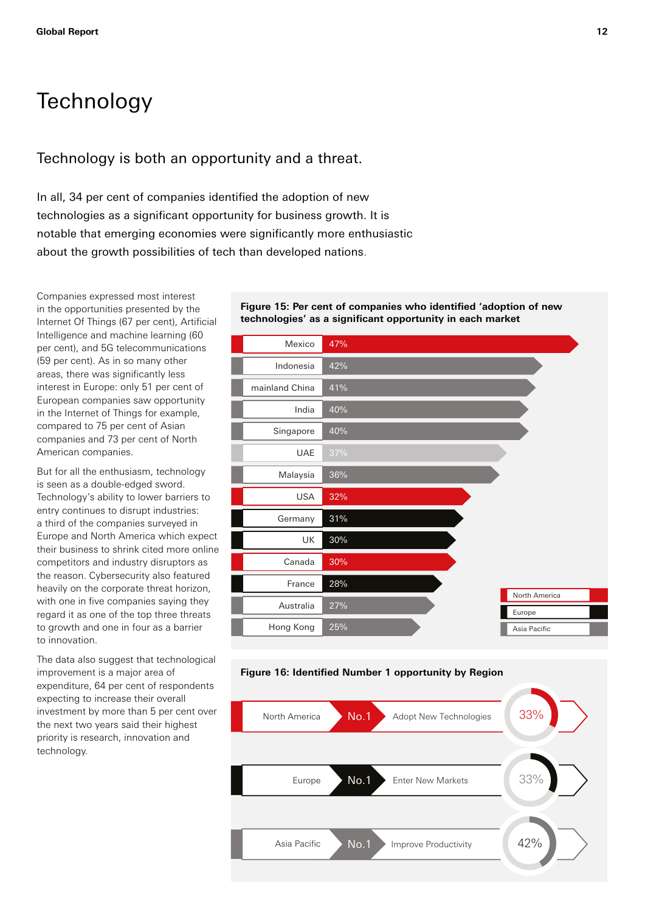# Technology

## Technology is both an opportunity and a threat.

In all, 34 per cent of companies identified the adoption of new technologies as a significant opportunity for business growth. It is notable that emerging economies were significantly more enthusiastic about the growth possibilities of tech than developed nations.

Companies expressed most interest in the opportunities presented by the Internet Of Things (67 per cent), Artificial Intelligence and machine learning (60 per cent), and 5G telecommunications (59 per cent). As in so many other areas, there was significantly less interest in Europe: only 51 per cent of European companies saw opportunity in the Internet of Things for example, compared to 75 per cent of Asian companies and 73 per cent of North American companies.

But for all the enthusiasm, technology is seen as a double-edged sword. Technology's ability to lower barriers to entry continues to disrupt industries: a third of the companies surveyed in Europe and North America which expect their business to shrink cited more online competitors and industry disruptors as the reason. Cybersecurity also featured heavily on the corporate threat horizon, with one in five companies saying they regard it as one of the top three threats to growth and one in four as a barrier to innovation.

The data also suggest that technological improvement is a major area of expenditure, 64 per cent of respondents expecting to increase their overall investment by more than 5 per cent over the next two years said their highest priority is research, innovation and technology.

**Figure 15: Per cent of companies who identified 'adoption of new technologies' as a significant opportunity in each market**

| Market | Per cent |
|---|---|
| Mexico | 47% |
| Indonesia | 42% |
| mainland China | 41% |
| India | 40% |
| Singapore | 40% |
| UAE | 37% |
| Malaysia | 36% |
| USA | 32% |
| Germany | 31% |
| UK | 30% |
| Canada | 30% |
| France | 28% |
| Australia | 27% |
| Hong Kong | 25% |

Legend: North America, Europe, Asia Pacific

**Figure 16: Identified Number 1 opportunity by Region**

| Region | No.1 | Per cent |
|---|---|---|
| North America | Adopt New Technologies | 33% |
| Europe | Enter New Markets | 33% |
| Asia Pacific | Improve Productivity | 42% |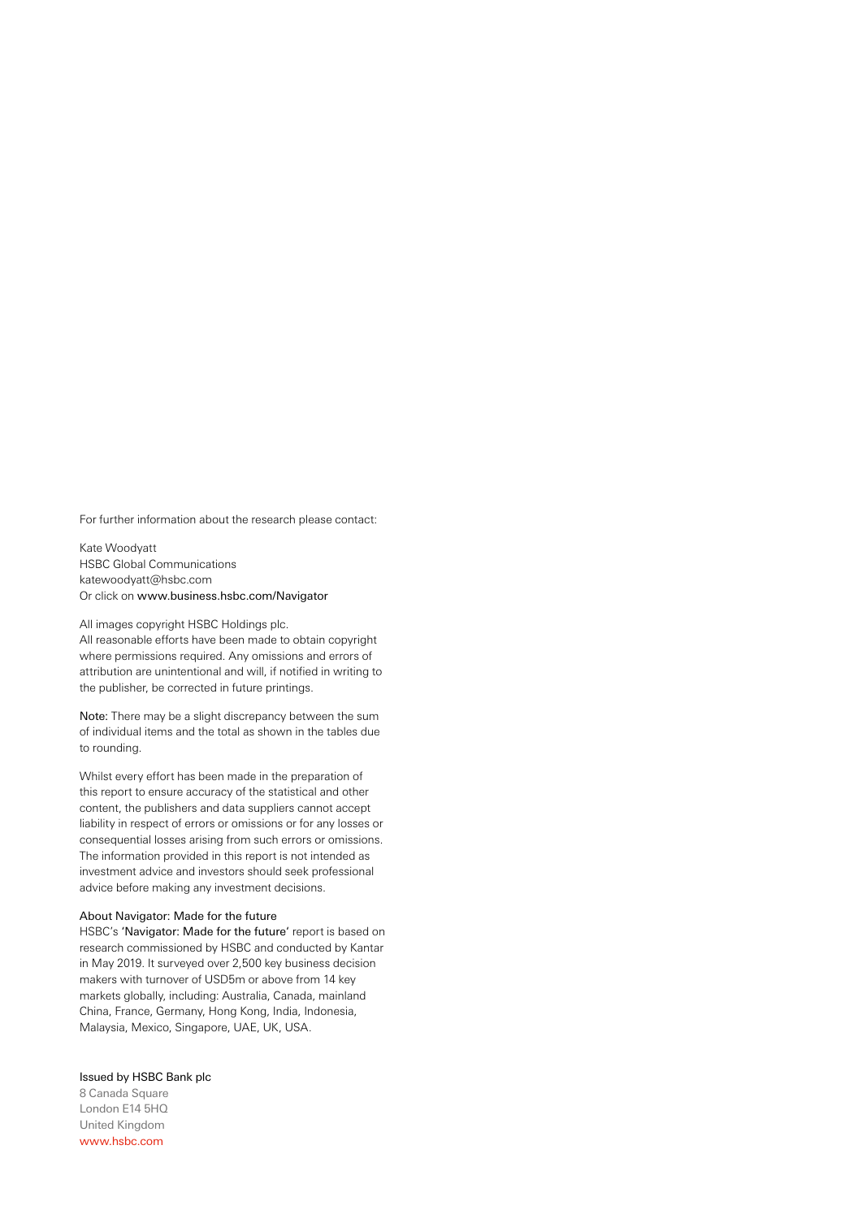For further information about the research please contact:

Kate Woodyatt
HSBC Global Communications
katewoodyatt@hsbc.com
Or click on www.business.hsbc.com/Navigator

All images copyright HSBC Holdings plc.
All reasonable efforts have been made to obtain copyright where permissions required. Any omissions and errors of attribution are unintentional and will, if notified in writing to the publisher, be corrected in future printings.

Note: There may be a slight discrepancy between the sum of individual items and the total as shown in the tables due to rounding.

Whilst every effort has been made in the preparation of this report to ensure accuracy of the statistical and other content, the publishers and data suppliers cannot accept liability in respect of errors or omissions or for any losses or consequential losses arising from such errors or omissions. The information provided in this report is not intended as investment advice and investors should seek professional advice before making any investment decisions.

About Navigator: Made for the future

HSBC's 'Navigator: Made for the future' report is based on research commissioned by HSBC and conducted by Kantar in May 2019. It surveyed over 2,500 key business decision makers with turnover of USD5m or above from 14 key markets globally, including: Australia, Canada, mainland China, France, Germany, Hong Kong, India, Indonesia, Malaysia, Mexico, Singapore, UAE, UK, USA.

Issued by HSBC Bank plc
8 Canada Square
London E14 5HQ
United Kingdom
www.hsbc.com